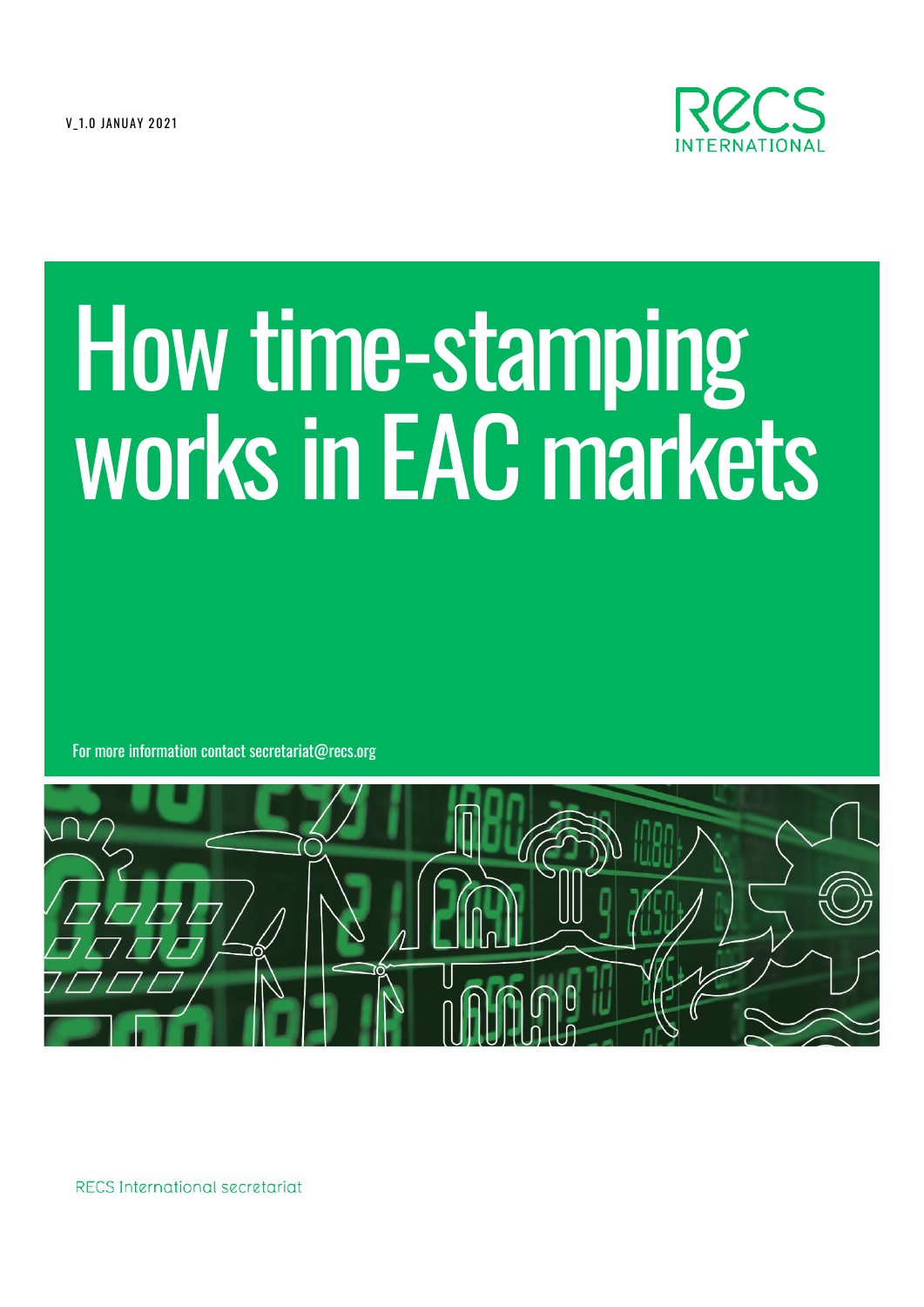V_1.0 JANUAY 2021

RECS INTERNATIONAL

# How time-stamping works in EAC markets

For more information contact secretariat@recs.org

RECS International secretariat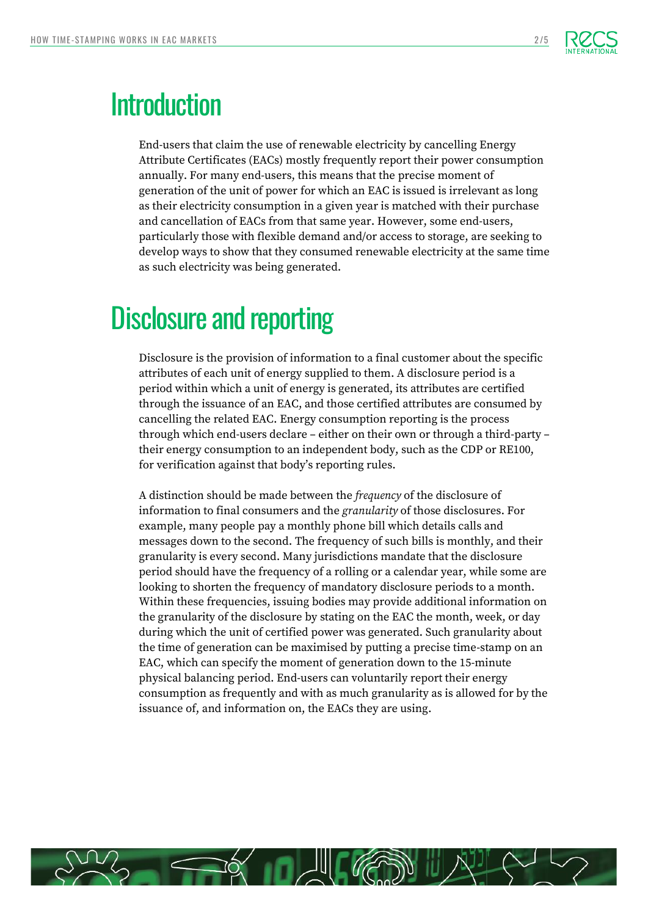# Introduction

End-users that claim the use of renewable electricity by cancelling Energy Attribute Certificates (EACs) mostly frequently report their power consumption annually. For many end-users, this means that the precise moment of generation of the unit of power for which an EAC is issued is irrelevant as long as their electricity consumption in a given year is matched with their purchase and cancellation of EACs from that same year. However, some end-users, particularly those with flexible demand and/or access to storage, are seeking to develop ways to show that they consumed renewable electricity at the same time as such electricity was being generated.

# Disclosure and reporting

Disclosure is the provision of information to a final customer about the specific attributes of each unit of energy supplied to them. A disclosure period is a period within which a unit of energy is generated, its attributes are certified through the issuance of an EAC, and those certified attributes are consumed by cancelling the related EAC. Energy consumption reporting is the process through which end-users declare – either on their own or through a third-party – their energy consumption to an independent body, such as the CDP or RE100, for verification against that body's reporting rules.

A distinction should be made between the *frequency* of the disclosure of information to final consumers and the *granularity* of those disclosures. For example, many people pay a monthly phone bill which details calls and messages down to the second. The frequency of such bills is monthly, and their granularity is every second. Many jurisdictions mandate that the disclosure period should have the frequency of a rolling or a calendar year, while some are looking to shorten the frequency of mandatory disclosure periods to a month. Within these frequencies, issuing bodies may provide additional information on the granularity of the disclosure by stating on the EAC the month, week, or day during which the unit of certified power was generated. Such granularity about the time of generation can be maximised by putting a precise time-stamp on an EAC, which can specify the moment of generation down to the 15-minute physical balancing period. End-users can voluntarily report their energy consumption as frequently and with as much granularity as is allowed for by the issuance of, and information on, the EACs they are using.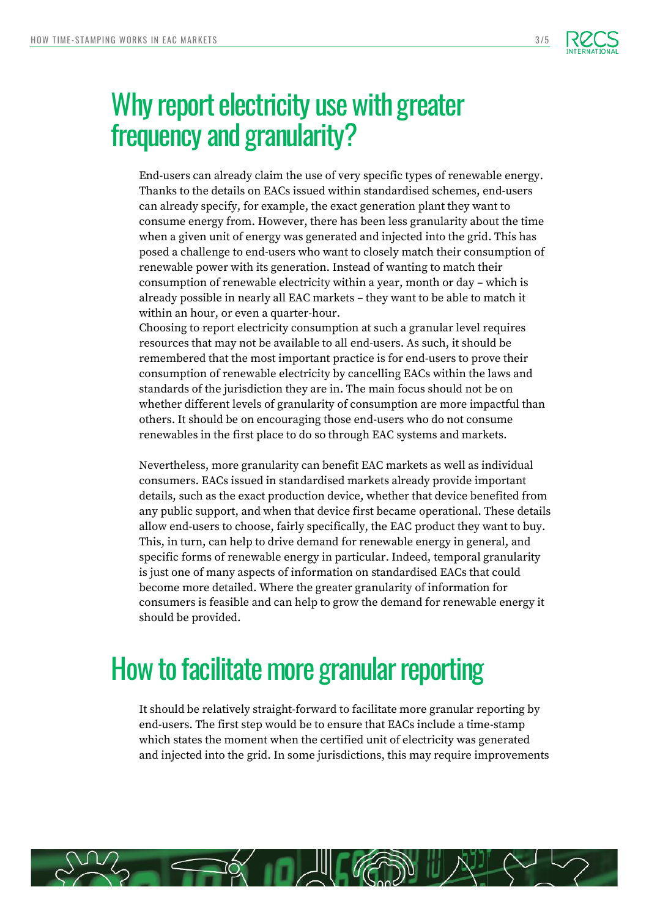# Why report electricity use with greater frequency and granularity?

End-users can already claim the use of very specific types of renewable energy. Thanks to the details on EACs issued within standardised schemes, end-users can already specify, for example, the exact generation plant they want to consume energy from. However, there has been less granularity about the time when a given unit of energy was generated and injected into the grid. This has posed a challenge to end-users who want to closely match their consumption of renewable power with its generation. Instead of wanting to match their consumption of renewable electricity within a year, month or day – which is already possible in nearly all EAC markets – they want to be able to match it within an hour, or even a quarter-hour.
Choosing to report electricity consumption at such a granular level requires resources that may not be available to all end-users. As such, it should be remembered that the most important practice is for end-users to prove their consumption of renewable electricity by cancelling EACs within the laws and standards of the jurisdiction they are in. The main focus should not be on whether different levels of granularity of consumption are more impactful than others. It should be on encouraging those end-users who do not consume renewables in the first place to do so through EAC systems and markets.

Nevertheless, more granularity can benefit EAC markets as well as individual consumers. EACs issued in standardised markets already provide important details, such as the exact production device, whether that device benefited from any public support, and when that device first became operational. These details allow end-users to choose, fairly specifically, the EAC product they want to buy. This, in turn, can help to drive demand for renewable energy in general, and specific forms of renewable energy in particular. Indeed, temporal granularity is just one of many aspects of information on standardised EACs that could become more detailed. Where the greater granularity of information for consumers is feasible and can help to grow the demand for renewable energy it should be provided.

# How to facilitate more granular reporting

It should be relatively straight-forward to facilitate more granular reporting by end-users. The first step would be to ensure that EACs include a time-stamp which states the moment when the certified unit of electricity was generated and injected into the grid. In some jurisdictions, this may require improvements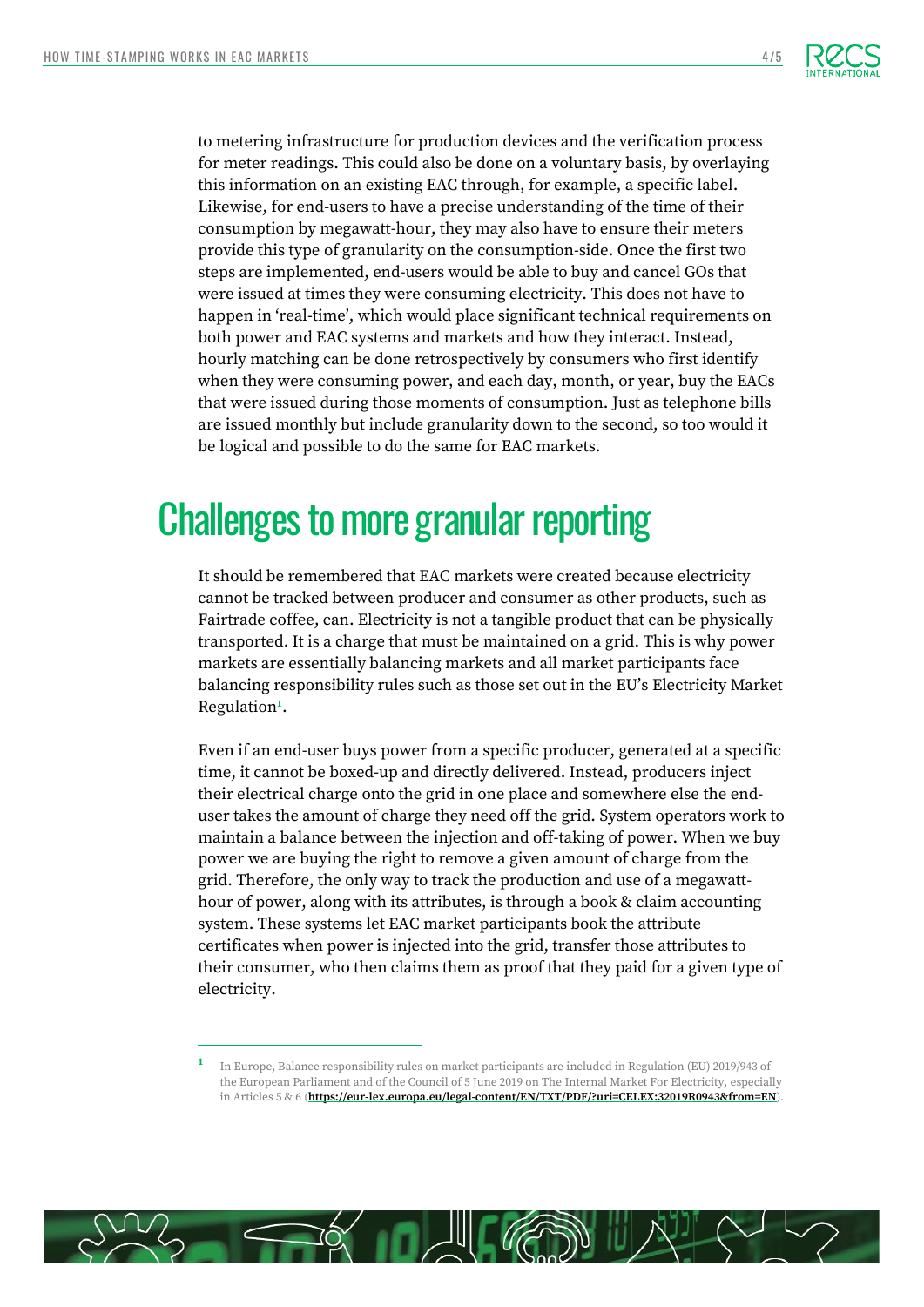to metering infrastructure for production devices and the verification process for meter readings. This could also be done on a voluntary basis, by overlaying this information on an existing EAC through, for example, a specific label. Likewise, for end-users to have a precise understanding of the time of their consumption by megawatt-hour, they may also have to ensure their meters provide this type of granularity on the consumption-side. Once the first two steps are implemented, end-users would be able to buy and cancel GOs that were issued at times they were consuming electricity. This does not have to happen in 'real-time', which would place significant technical requirements on both power and EAC systems and markets and how they interact. Instead, hourly matching can be done retrospectively by consumers who first identify when they were consuming power, and each day, month, or year, buy the EACs that were issued during those moments of consumption. Just as telephone bills are issued monthly but include granularity down to the second, so too would it be logical and possible to do the same for EAC markets.

## Challenges to more granular reporting

It should be remembered that EAC markets were created because electricity cannot be tracked between producer and consumer as other products, such as Fairtrade coffee, can. Electricity is not a tangible product that can be physically transported. It is a charge that must be maintained on a grid. This is why power markets are essentially balancing markets and all market participants face balancing responsibility rules such as those set out in the EU's Electricity Market Regulation[1].

Even if an end-user buys power from a specific producer, generated at a specific time, it cannot be boxed-up and directly delivered. Instead, producers inject their electrical charge onto the grid in one place and somewhere else the end-user takes the amount of charge they need off the grid. System operators work to maintain a balance between the injection and off-taking of power. When we buy power we are buying the right to remove a given amount of charge from the grid. Therefore, the only way to track the production and use of a megawatt-hour of power, along with its attributes, is through a book & claim accounting system. These systems let EAC market participants book the attribute certificates when power is injected into the grid, transfer those attributes to their consumer, who then claims them as proof that they paid for a given type of electricity.

---

[1] In Europe, Balance responsibility rules on market participants are included in Regulation (EU) 2019/943 of the European Parliament and of the Council of 5 June 2019 on The Internal Market For Electricity, especially in Articles 5 & 6 (**https://eur-lex.europa.eu/legal-content/EN/TXT/PDF/?uri=CELEX:32019R0943&from=EN**).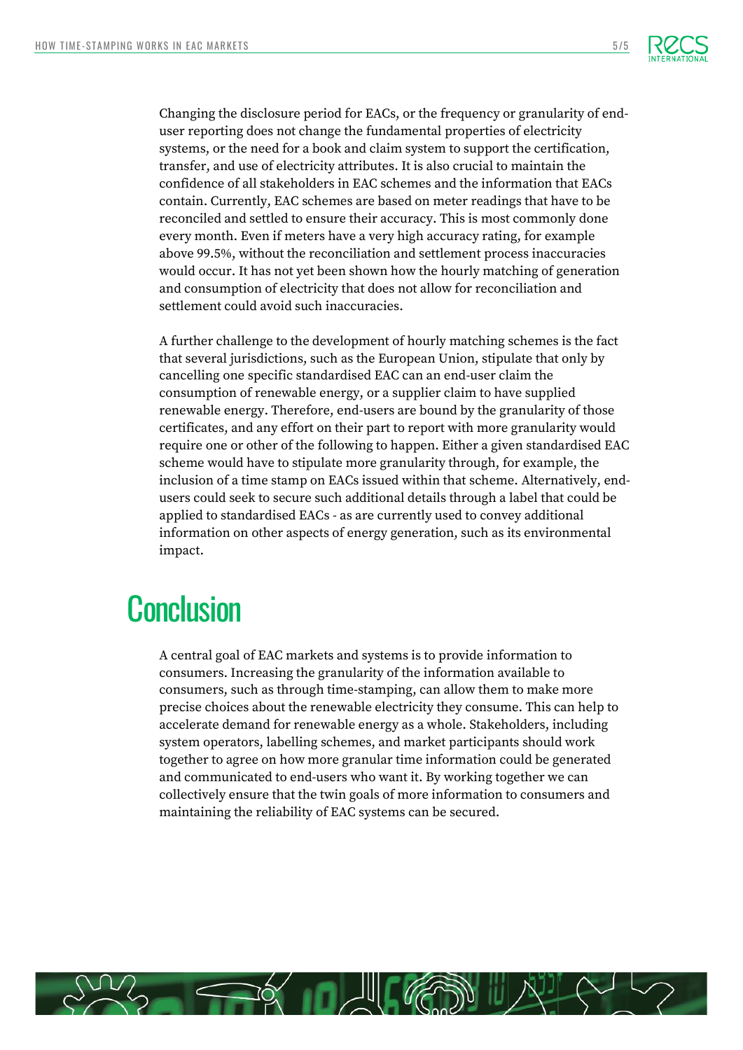Changing the disclosure period for EACs, or the frequency or granularity of end-user reporting does not change the fundamental properties of electricity systems, or the need for a book and claim system to support the certification, transfer, and use of electricity attributes. It is also crucial to maintain the confidence of all stakeholders in EAC schemes and the information that EACs contain. Currently, EAC schemes are based on meter readings that have to be reconciled and settled to ensure their accuracy. This is most commonly done every month. Even if meters have a very high accuracy rating, for example above 99.5%, without the reconciliation and settlement process inaccuracies would occur. It has not yet been shown how the hourly matching of generation and consumption of electricity that does not allow for reconciliation and settlement could avoid such inaccuracies.

A further challenge to the development of hourly matching schemes is the fact that several jurisdictions, such as the European Union, stipulate that only by cancelling one specific standardised EAC can an end-user claim the consumption of renewable energy, or a supplier claim to have supplied renewable energy. Therefore, end-users are bound by the granularity of those certificates, and any effort on their part to report with more granularity would require one or other of the following to happen. Either a given standardised EAC scheme would have to stipulate more granularity through, for example, the inclusion of a time stamp on EACs issued within that scheme. Alternatively, end-users could seek to secure such additional details through a label that could be applied to standardised EACs - as are currently used to convey additional information on other aspects of energy generation, such as its environmental impact.

# Conclusion

A central goal of EAC markets and systems is to provide information to consumers. Increasing the granularity of the information available to consumers, such as through time-stamping, can allow them to make more precise choices about the renewable electricity they consume. This can help to accelerate demand for renewable energy as a whole. Stakeholders, including system operators, labelling schemes, and market participants should work together to agree on how more granular time information could be generated and communicated to end-users who want it. By working together we can collectively ensure that the twin goals of more information to consumers and maintaining the reliability of EAC systems can be secured.